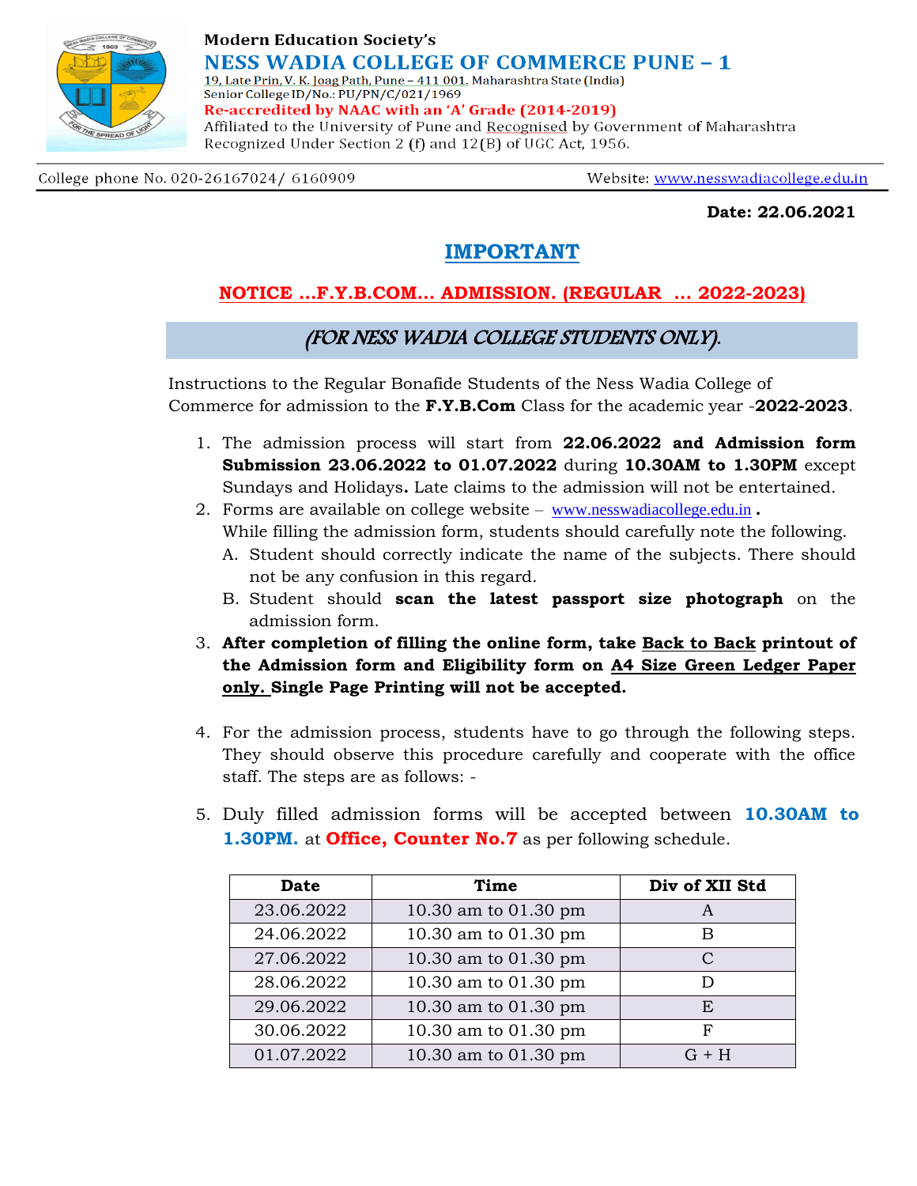Modern Education Society's

# NESS WADIA COLLEGE OF COMMERCE PUNE – 1

19, Late Prin. V. K. Joag Path, Pune – 411 001. Maharashtra State (India)
Senior College ID/No.: PU/PN/C/021/1969
**Re-accredited by NAAC with an 'A' Grade (2014-2019)**
Affiliated to the University of Pune and Recognised by Government of Maharashtra
Recognized Under Section 2 (f) and 12(B) of UGC Act, 1956.

College phone No. 020-26167024/ 6160909 Website: www.nesswadiacollege.edu.in

**Date: 22.06.2021**

## IMPORTANT

### NOTICE …F.Y.B.COM… ADMISSION. (REGULAR … 2022-2023)

### *(FOR NESS WADIA COLLEGE STUDENTS ONLY).*

Instructions to the Regular Bonafide Students of the Ness Wadia College of Commerce for admission to the **F.Y.B.Com** Class for the academic year -**2022-2023**.

1. The admission process will start from **22.06.2022 and Admission form Submission 23.06.2022 to 01.07.2022** during **10.30AM to 1.30PM** except Sundays and Holidays**.** Late claims to the admission will not be entertained.
2. Forms are available on college website – www.nesswadiacollege.edu.in **.**
   While filling the admission form, students should carefully note the following.
   A. Student should correctly indicate the name of the subjects. There should not be any confusion in this regard.
   B. Student should **scan the latest passport size photograph** on the admission form.
3. **After completion of filling the online form, take Back to Back printout of the Admission form and Eligibility form on A4 Size Green Ledger Paper only. Single Page Printing will not be accepted.**
4. For the admission process, students have to go through the following steps. They should observe this procedure carefully and cooperate with the office staff. The steps are as follows: -
5. Duly filled admission forms will be accepted between **10.30AM to 1.30PM.** at **Office, Counter No.7** as per following schedule.

| Date | Time | Div of XII Std |
|---|---|---|
| 23.06.2022 | 10.30 am to 01.30 pm | A |
| 24.06.2022 | 10.30 am to 01.30 pm | B |
| 27.06.2022 | 10.30 am to 01.30 pm | C |
| 28.06.2022 | 10.30 am to 01.30 pm | D |
| 29.06.2022 | 10.30 am to 01.30 pm | E |
| 30.06.2022 | 10.30 am to 01.30 pm | F |
| 01.07.2022 | 10.30 am to 01.30 pm | G + H |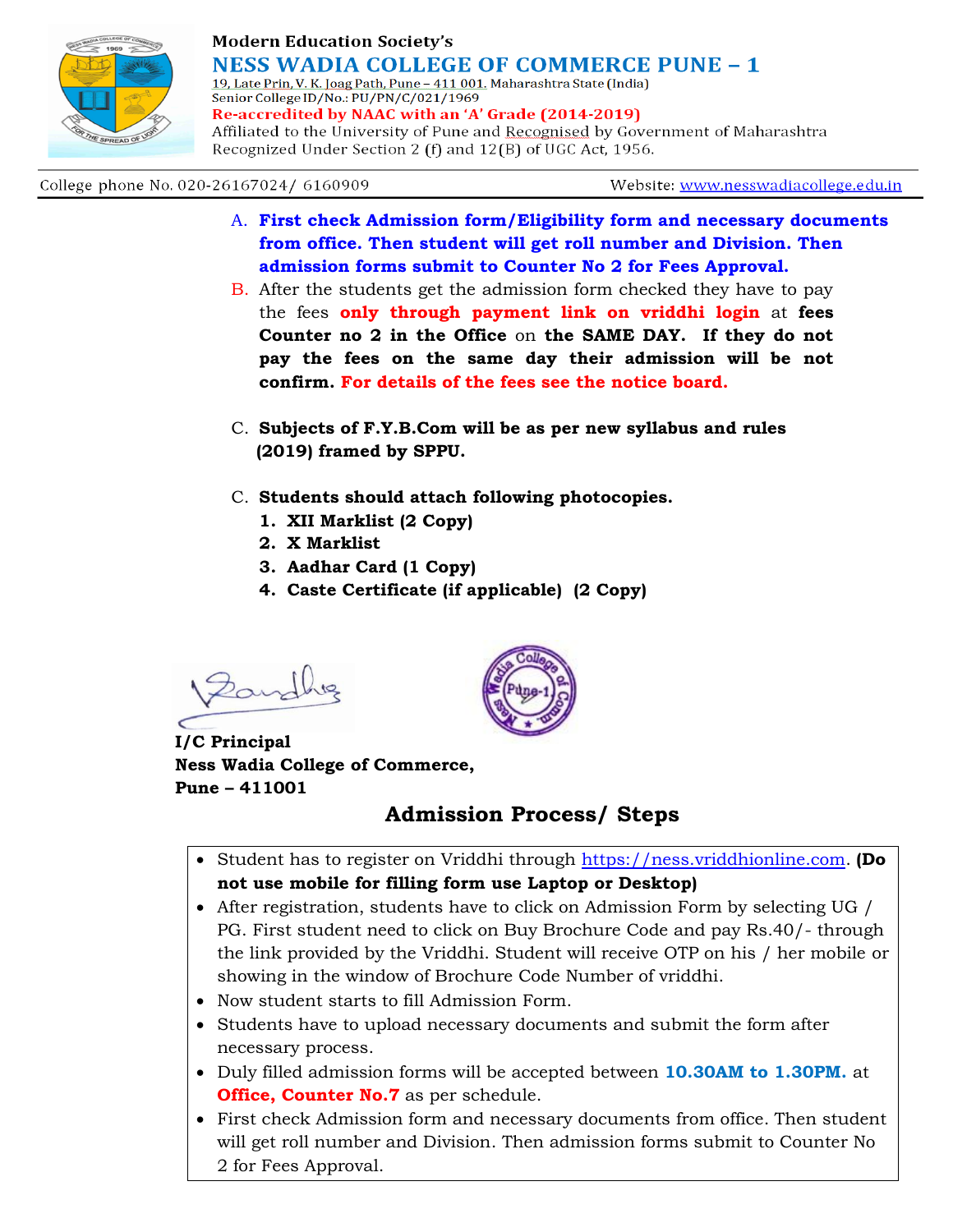Modern Education Society's

# NESS WADIA COLLEGE OF COMMERCE PUNE – 1

19, Late Prin. V. K. Joag Path, Pune – 411 001. Maharashtra State (India)
Senior College ID/No.: PU/PN/C/021/1969
**Re-accredited by NAAC with an 'A' Grade (2014-2019)**
Affiliated to the University of Pune and Recognised by Government of Maharashtra
Recognized Under Section 2 (f) and 12(B) of UGC Act, 1956.

College phone No. 020-26167024/ 6160909 Website: www.nesswadiacollege.edu.in

A. **First check Admission form/Eligibility form and necessary documents from office. Then student will get roll number and Division. Then admission forms submit to Counter No 2 for Fees Approval.**

B. After the students get the admission form checked they have to pay the fees **only through payment link on vriddhi login** at **fees Counter no 2 in the Office** on **the SAME DAY. If they do not pay the fees on the same day their admission will be not confirm. For details of the fees see the notice board.**

C. **Subjects of F.Y.B.Com will be as per new syllabus and rules (2019) framed by SPPU.**

C. **Students should attach following photocopies.**
   1. **XII Marklist (2 Copy)**
   2. **X Marklist**
   3. **Aadhar Card (1 Copy)**
   4. **Caste Certificate (if applicable) (2 Copy)**

**I/C Principal**
**Ness Wadia College of Commerce,**
**Pune – 411001**

## Admission Process/ Steps

- Student has to register on Vriddhi through https://ness.vriddhionline.com. **(Do not use mobile for filling form use Laptop or Desktop)**
- After registration, students have to click on Admission Form by selecting UG / PG. First student need to click on Buy Brochure Code and pay Rs.40/- through the link provided by the Vriddhi. Student will receive OTP on his / her mobile or showing in the window of Brochure Code Number of vriddhi.
- Now student starts to fill Admission Form.
- Students have to upload necessary documents and submit the form after necessary process.
- Duly filled admission forms will be accepted between **10.30AM to 1.30PM.** at **Office, Counter No.7** as per schedule.
- First check Admission form and necessary documents from office. Then student will get roll number and Division. Then admission forms submit to Counter No 2 for Fees Approval.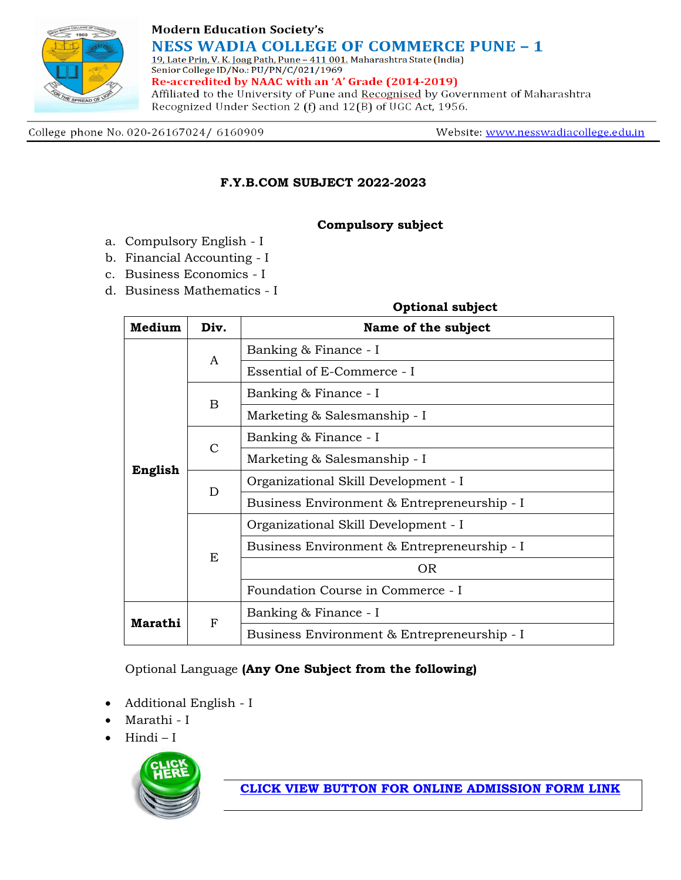Modern Education Society's

# NESS WADIA COLLEGE OF COMMERCE PUNE – 1

19, Late Prin. V. K. Joag Path, Pune – 411 001. Maharashtra State (India)
Senior College ID/No.: PU/PN/C/021/1969
**Re-accredited by NAAC with an 'A' Grade (2014-2019)**
Affiliated to the University of Pune and Recognised by Government of Maharashtra
Recognized Under Section 2 (f) and 12(B) of UGC Act, 1956.

College phone No. 020-26167024/ 6160909 Website: www.nesswadiacollege.edu.in

## F.Y.B.COM SUBJECT 2022-2023

### Compulsory subject

a. Compulsory English - I
b. Financial Accounting - I
c. Business Economics - I
d. Business Mathematics - I

### Optional subject

| Medium | Div. | Name of the subject |
|---|---|---|
| English | A | Banking & Finance - I |
| | | Essential of E-Commerce - I |
| | B | Banking & Finance - I |
| | | Marketing & Salesmanship - I |
| | C | Banking & Finance - I |
| | | Marketing & Salesmanship - I |
| | D | Organizational Skill Development - I |
| | | Business Environment & Entrepreneurship - I |
| | E | Organizational Skill Development - I |
| | | Business Environment & Entrepreneurship - I |
| | | OR |
| | | Foundation Course in Commerce - I |
| Marathi | F | Banking & Finance - I |
| | | Business Environment & Entrepreneurship - I |

Optional Language **(Any One Subject from the following)**

- Additional English - I
- Marathi - I
- Hindi – I

CLICK HERE

**CLICK VIEW BUTTON FOR ONLINE ADMISSION FORM LINK**